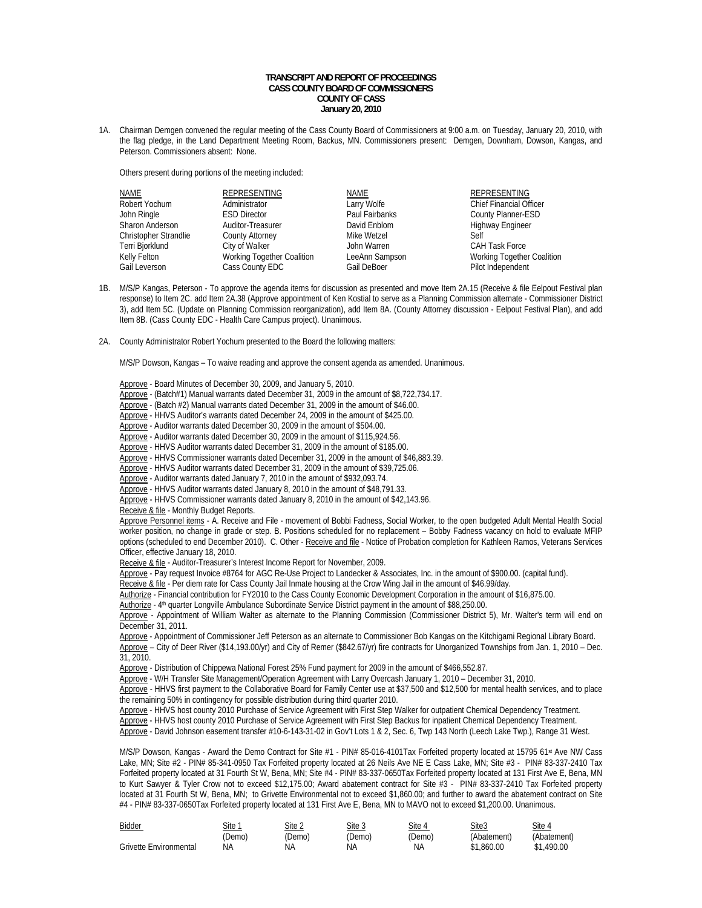**TRANSCRIPT AND REPORT OF PROCEEDINGS**
**CASS COUNTY BOARD OF COMMISSIONERS**
**COUNTY OF CASS**
**January 20, 2010**

1A. Chairman Demgen convened the regular meeting of the Cass County Board of Commissioners at 9:00 a.m. on Tuesday, January 20, 2010, with the flag pledge, in the Land Department Meeting Room, Backus, MN. Commissioners present: Demgen, Downham, Dowson, Kangas, and Peterson. Commissioners absent: None.

Others present during portions of the meeting included:

| NAME | REPRESENTING | NAME | REPRESENTING |
|---|---|---|---|
| Robert Yochum | Administrator | Larry Wolfe | Chief Financial Officer |
| John Ringle | ESD Director | Paul Fairbanks | County Planner-ESD |
| Sharon Anderson | Auditor-Treasurer | David Enblom | Highway Engineer |
| Christopher Strandlie | County Attorney | Mike Wetzel | Self |
| Terri Bjorklund | City of Walker | John Warren | CAH Task Force |
| Kelly Felton | Working Together Coalition | LeeAnn Sampson | Working Together Coalition |
| Gail Leverson | Cass County EDC | Gail DeBoer | Pilot Independent |

1B. M/S/P Kangas, Peterson - To approve the agenda items for discussion as presented and move Item 2A.15 (Receive & file Eelpout Festival plan response) to Item 2C. add Item 2A.38 (Approve appointment of Ken Kostial to serve as a Planning Commission alternate - Commissioner District 3), add Item 5C. (Update on Planning Commission reorganization), add Item 8A. (County Attorney discussion - Eelpout Festival Plan), and add Item 8B. (Cass County EDC - Health Care Campus project). Unanimous.

2A. County Administrator Robert Yochum presented to the Board the following matters:

M/S/P Dowson, Kangas – To waive reading and approve the consent agenda as amended. Unanimous.

Approve - Board Minutes of December 30, 2009, and January 5, 2010.
Approve - (Batch#1) Manual warrants dated December 31, 2009 in the amount of $8,722,734.17.
Approve - (Batch #2) Manual warrants dated December 31, 2009 in the amount of $46.00.
Approve - HHVS Auditor's warrants dated December 24, 2009 in the amount of $425.00.
Approve - Auditor warrants dated December 30, 2009 in the amount of $504.00.
Approve - Auditor warrants dated December 30, 2009 in the amount of $115,924.56.
Approve - HHVS Auditor warrants dated December 31, 2009 in the amount of $185.00.
Approve - HHVS Commissioner warrants dated December 31, 2009 in the amount of $46,883.39.
Approve - HHVS Auditor warrants dated December 31, 2009 in the amount of $39,725.06.
Approve - Auditor warrants dated January 7, 2010 in the amount of $932,093.74.
Approve - HHVS Auditor warrants dated January 8, 2010 in the amount of $48,791.33.
Approve - HHVS Commissioner warrants dated January 8, 2010 in the amount of $42,143.96.
Receive & file - Monthly Budget Reports.
Approve Personnel items - A. Receive and File - movement of Bobbi Fadness, Social Worker, to the open budgeted Adult Mental Health Social worker position, no change in grade or step. B. Positions scheduled for no replacement – Bobby Fadness vacancy on hold to evaluate MFIP options (scheduled to end December 2010). C. Other - Receive and file - Notice of Probation completion for Kathleen Ramos, Veterans Services Officer, effective January 18, 2010.
Receive & file - Auditor-Treasurer's Interest Income Report for November, 2009.
Approve - Pay request Invoice #8764 for AGC Re-Use Project to Landecker & Associates, Inc. in the amount of $900.00. (capital fund).
Receive & file - Per diem rate for Cass County Jail Inmate housing at the Crow Wing Jail in the amount of $46.99/day.
Authorize - Financial contribution for FY2010 to the Cass County Economic Development Corporation in the amount of $16,875.00.
Authorize - 4th quarter Longville Ambulance Subordinate Service District payment in the amount of $88,250.00.
Approve - Appointment of William Walter as alternate to the Planning Commission (Commissioner District 5), Mr. Walter's term will end on December 31, 2011.
Approve - Appointment of Commissioner Jeff Peterson as an alternate to Commissioner Bob Kangas on the Kitchigami Regional Library Board.
Approve – City of Deer River ($14,193.00/yr) and City of Remer ($842.67/yr) fire contracts for Unorganized Townships from Jan. 1, 2010 – Dec. 31, 2010.
Approve - Distribution of Chippewa National Forest 25% Fund payment for 2009 in the amount of $466,552.87.
Approve - W/H Transfer Site Management/Operation Agreement with Larry Overcash January 1, 2010 – December 31, 2010.
Approve - HHVS first payment to the Collaborative Board for Family Center use at $37,500 and $12,500 for mental health services, and to place the remaining 50% in contingency for possible distribution during third quarter 2010.
Approve - HHVS host county 2010 Purchase of Service Agreement with First Step Walker for outpatient Chemical Dependency Treatment.
Approve - HHVS host county 2010 Purchase of Service Agreement with First Step Backus for inpatient Chemical Dependency Treatment.
Approve - David Johnson easement transfer #10-6-143-31-02 in Gov't Lots 1 & 2, Sec. 6, Twp 143 North (Leech Lake Twp.), Range 31 West.

M/S/P Dowson, Kangas - Award the Demo Contract for Site #1 - PIN# 85-016-4101Tax Forfeited property located at 15795 61st Ave NW Cass Lake, MN; Site #2 - PIN# 85-341-0950 Tax Forfeited property located at 26 Neils Ave NE E Cass Lake, MN; Site #3 - PIN# 83-337-2410 Tax Forfeited property located at 31 Fourth St W, Bena, MN; Site #4 - PIN# 83-337-0650Tax Forfeited property located at 131 First Ave E, Bena, MN to Kurt Sawyer & Tyler Crow not to exceed $12,175.00; Award abatement contract for Site #3 - PIN# 83-337-2410 Tax Forfeited property located at 31 Fourth St W, Bena, MN; to Grivette Environmental not to exceed $1,860.00; and further to award the abatement contract on Site #4 - PIN# 83-337-0650Tax Forfeited property located at 131 First Ave E, Bena, MN to MAVO not to exceed $1,200.00. Unanimous.

| Bidder | Site 1 (Demo) | Site 2 (Demo) | Site 3 (Demo) | Site 4 (Demo) | Site3 (Abatement) | Site 4 (Abatement) |
|---|---|---|---|---|---|---|
| Grivette Environmental | NA | NA | NA | NA | $1,860.00 | $1,490.00 |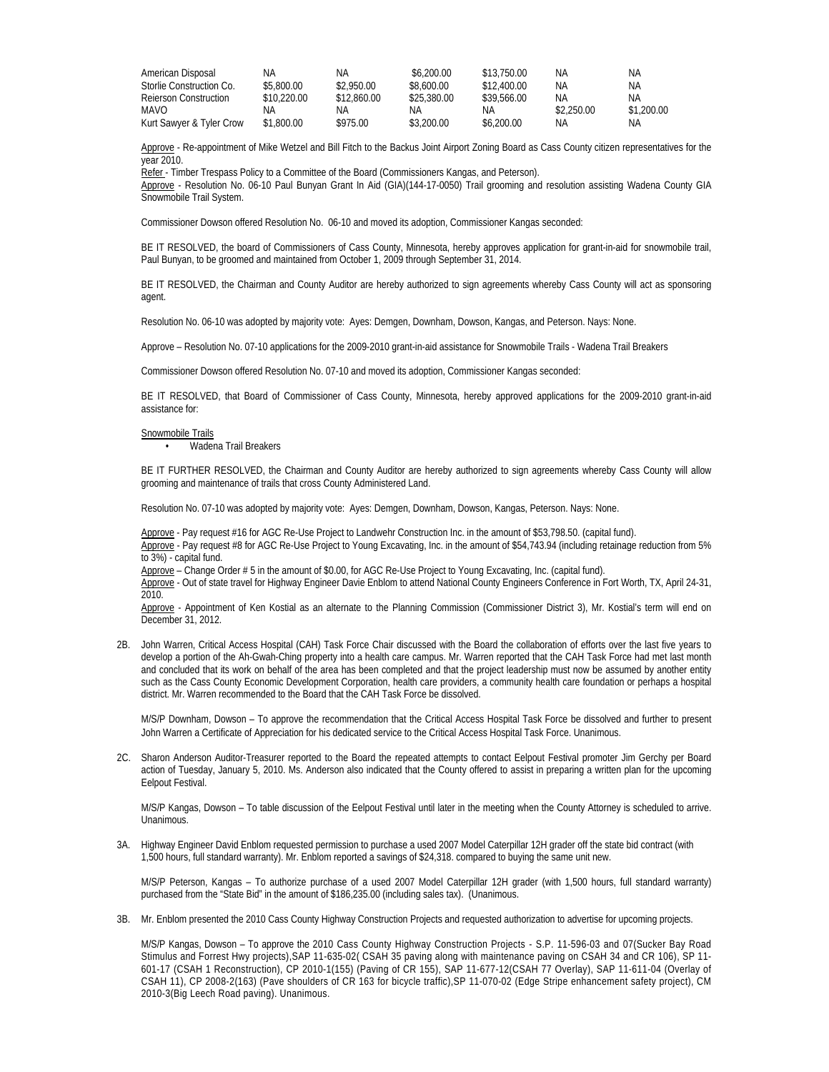| American Disposal | NA | NA | $6,200.00 | $13,750.00 | NA | NA |
|---|---|---|---|---|---|---|
| Storlie Construction Co. | $5,800.00 | $2,950.00 | $8,600.00 | $12,400.00 | NA | NA |
| Reierson Construction | $10,220.00 | $12,860.00 | $25,380.00 | $39,566.00 | NA | NA |
| MAVO | NA | NA | NA | NA | $2,250.00 | $1,200.00 |
| Kurt Sawyer & Tyler Crow | $1,800.00 | $975.00 | $3,200.00 | $6,200.00 | NA | NA |

Approve - Re-appointment of Mike Wetzel and Bill Fitch to the Backus Joint Airport Zoning Board as Cass County citizen representatives for the year 2010.

Refer - Timber Trespass Policy to a Committee of the Board (Commissioners Kangas, and Peterson).

Approve - Resolution No. 06-10 Paul Bunyan Grant In Aid (GIA)(144-17-0050) Trail grooming and resolution assisting Wadena County GIA Snowmobile Trail System.

Commissioner Dowson offered Resolution No. 06-10 and moved its adoption, Commissioner Kangas seconded:

BE IT RESOLVED, the board of Commissioners of Cass County, Minnesota, hereby approves application for grant-in-aid for snowmobile trail, Paul Bunyan, to be groomed and maintained from October 1, 2009 through September 31, 2014.

BE IT RESOLVED, the Chairman and County Auditor are hereby authorized to sign agreements whereby Cass County will act as sponsoring agent.

Resolution No. 06-10 was adopted by majority vote: Ayes: Demgen, Downham, Dowson, Kangas, and Peterson. Nays: None.

Approve – Resolution No. 07-10 applications for the 2009-2010 grant-in-aid assistance for Snowmobile Trails - Wadena Trail Breakers

Commissioner Dowson offered Resolution No. 07-10 and moved its adoption, Commissioner Kangas seconded:

BE IT RESOLVED, that Board of Commissioner of Cass County, Minnesota, hereby approved applications for the 2009-2010 grant-in-aid assistance for:

Snowmobile Trails

- Wadena Trail Breakers

BE IT FURTHER RESOLVED, the Chairman and County Auditor are hereby authorized to sign agreements whereby Cass County will allow grooming and maintenance of trails that cross County Administered Land.

Resolution No. 07-10 was adopted by majority vote: Ayes: Demgen, Downham, Dowson, Kangas, Peterson. Nays: None.

Approve - Pay request #16 for AGC Re-Use Project to Landwehr Construction Inc. in the amount of $53,798.50. (capital fund).

Approve - Pay request #8 for AGC Re-Use Project to Young Excavating, Inc. in the amount of $54,743.94 (including retainage reduction from 5% to 3%) - capital fund.

Approve – Change Order # 5 in the amount of $0.00, for AGC Re-Use Project to Young Excavating, Inc. (capital fund).

Approve - Out of state travel for Highway Engineer Davie Enblom to attend National County Engineers Conference in Fort Worth, TX, April 24-31, 2010.

Approve - Appointment of Ken Kostial as an alternate to the Planning Commission (Commissioner District 3), Mr. Kostial's term will end on December 31, 2012.

2B. John Warren, Critical Access Hospital (CAH) Task Force Chair discussed with the Board the collaboration of efforts over the last five years to develop a portion of the Ah-Gwah-Ching property into a health care campus. Mr. Warren reported that the CAH Task Force had met last month and concluded that its work on behalf of the area has been completed and that the project leadership must now be assumed by another entity such as the Cass County Economic Development Corporation, health care providers, a community health care foundation or perhaps a hospital district. Mr. Warren recommended to the Board that the CAH Task Force be dissolved.

M/S/P Downham, Dowson – To approve the recommendation that the Critical Access Hospital Task Force be dissolved and further to present John Warren a Certificate of Appreciation for his dedicated service to the Critical Access Hospital Task Force. Unanimous.

2C. Sharon Anderson Auditor-Treasurer reported to the Board the repeated attempts to contact Eelpout Festival promoter Jim Gerchy per Board action of Tuesday, January 5, 2010. Ms. Anderson also indicated that the County offered to assist in preparing a written plan for the upcoming Eelpout Festival.

M/S/P Kangas, Dowson – To table discussion of the Eelpout Festival until later in the meeting when the County Attorney is scheduled to arrive. Unanimous.

3A. Highway Engineer David Enblom requested permission to purchase a used 2007 Model Caterpillar 12H grader off the state bid contract (with 1,500 hours, full standard warranty). Mr. Enblom reported a savings of $24,318. compared to buying the same unit new.

M/S/P Peterson, Kangas – To authorize purchase of a used 2007 Model Caterpillar 12H grader (with 1,500 hours, full standard warranty) purchased from the "State Bid" in the amount of $186,235.00 (including sales tax). (Unanimous.

3B. Mr. Enblom presented the 2010 Cass County Highway Construction Projects and requested authorization to advertise for upcoming projects.

M/S/P Kangas, Dowson – To approve the 2010 Cass County Highway Construction Projects - S.P. 11-596-03 and 07(Sucker Bay Road Stimulus and Forrest Hwy projects),SAP 11-635-02( CSAH 35 paving along with maintenance paving on CSAH 34 and CR 106), SP 11-601-17 (CSAH 1 Reconstruction), CP 2010-1(155) (Paving of CR 155), SAP 11-677-12(CSAH 77 Overlay), SAP 11-611-04 (Overlay of CSAH 11), CP 2008-2(163) (Pave shoulders of CR 163 for bicycle traffic),SP 11-070-02 (Edge Stripe enhancement safety project), CM 2010-3(Big Leech Road paving). Unanimous.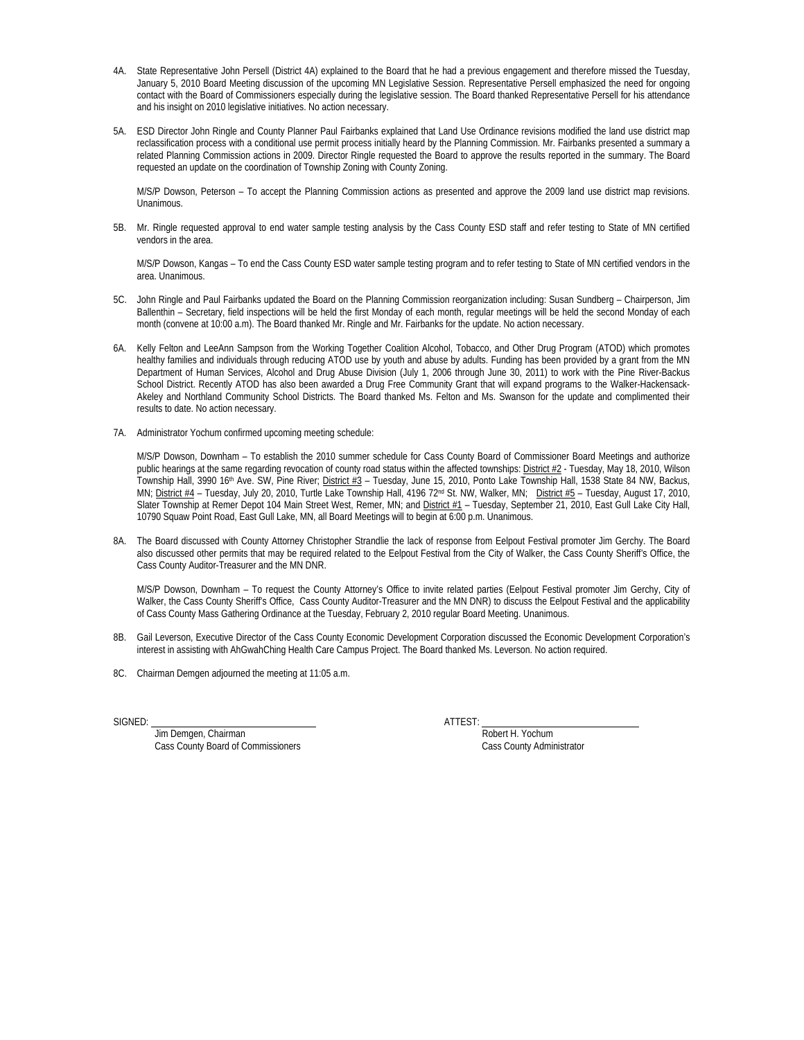4A. State Representative John Persell (District 4A) explained to the Board that he had a previous engagement and therefore missed the Tuesday, January 5, 2010 Board Meeting discussion of the upcoming MN Legislative Session. Representative Persell emphasized the need for ongoing contact with the Board of Commissioners especially during the legislative session. The Board thanked Representative Persell for his attendance and his insight on 2010 legislative initiatives. No action necessary.

5A. ESD Director John Ringle and County Planner Paul Fairbanks explained that Land Use Ordinance revisions modified the land use district map reclassification process with a conditional use permit process initially heard by the Planning Commission. Mr. Fairbanks presented a summary a related Planning Commission actions in 2009. Director Ringle requested the Board to approve the results reported in the summary. The Board requested an update on the coordination of Township Zoning with County Zoning.

M/S/P Dowson, Peterson – To accept the Planning Commission actions as presented and approve the 2009 land use district map revisions. Unanimous.

5B. Mr. Ringle requested approval to end water sample testing analysis by the Cass County ESD staff and refer testing to State of MN certified vendors in the area.

M/S/P Dowson, Kangas – To end the Cass County ESD water sample testing program and to refer testing to State of MN certified vendors in the area. Unanimous.

5C. John Ringle and Paul Fairbanks updated the Board on the Planning Commission reorganization including: Susan Sundberg – Chairperson, Jim Ballenthin – Secretary, field inspections will be held the first Monday of each month, regular meetings will be held the second Monday of each month (convene at 10:00 a.m). The Board thanked Mr. Ringle and Mr. Fairbanks for the update. No action necessary.

6A. Kelly Felton and LeeAnn Sampson from the Working Together Coalition Alcohol, Tobacco, and Other Drug Program (ATOD) which promotes healthy families and individuals through reducing ATOD use by youth and abuse by adults. Funding has been provided by a grant from the MN Department of Human Services, Alcohol and Drug Abuse Division (July 1, 2006 through June 30, 2011) to work with the Pine River-Backus School District. Recently ATOD has also been awarded a Drug Free Community Grant that will expand programs to the Walker-Hackensack-Akeley and Northland Community School Districts. The Board thanked Ms. Felton and Ms. Swanson for the update and complimented their results to date. No action necessary.

7A. Administrator Yochum confirmed upcoming meeting schedule:

M/S/P Dowson, Downham – To establish the 2010 summer schedule for Cass County Board of Commissioner Board Meetings and authorize public hearings at the same regarding revocation of county road status within the affected townships: District #2 - Tuesday, May 18, 2010, Wilson Township Hall, 3990 16th Ave. SW, Pine River; District #3 – Tuesday, June 15, 2010, Ponto Lake Township Hall, 1538 State 84 NW, Backus, MN; District #4 – Tuesday, July 20, 2010, Turtle Lake Township Hall, 4196 72nd St. NW, Walker, MN; District #5 – Tuesday, August 17, 2010, Slater Township at Remer Depot 104 Main Street West, Remer, MN; and District #1 – Tuesday, September 21, 2010, East Gull Lake City Hall, 10790 Squaw Point Road, East Gull Lake, MN, all Board Meetings will to begin at 6:00 p.m. Unanimous.

8A. The Board discussed with County Attorney Christopher Strandlie the lack of response from Eelpout Festival promoter Jim Gerchy. The Board also discussed other permits that may be required related to the Eelpout Festival from the City of Walker, the Cass County Sheriff's Office, the Cass County Auditor-Treasurer and the MN DNR.

M/S/P Dowson, Downham – To request the County Attorney's Office to invite related parties (Eelpout Festival promoter Jim Gerchy, City of Walker, the Cass County Sheriff's Office, Cass County Auditor-Treasurer and the MN DNR) to discuss the Eelpout Festival and the applicability of Cass County Mass Gathering Ordinance at the Tuesday, February 2, 2010 regular Board Meeting. Unanimous.

8B. Gail Leverson, Executive Director of the Cass County Economic Development Corporation discussed the Economic Development Corporation's interest in assisting with AhGwahChing Health Care Campus Project. The Board thanked Ms. Leverson. No action required.

8C. Chairman Demgen adjourned the meeting at 11:05 a.m.

SIGNED: ______________________________

Jim Demgen, Chairman
Cass County Board of Commissioners

ATTEST: ______________________________

Robert H. Yochum
Cass County Administrator